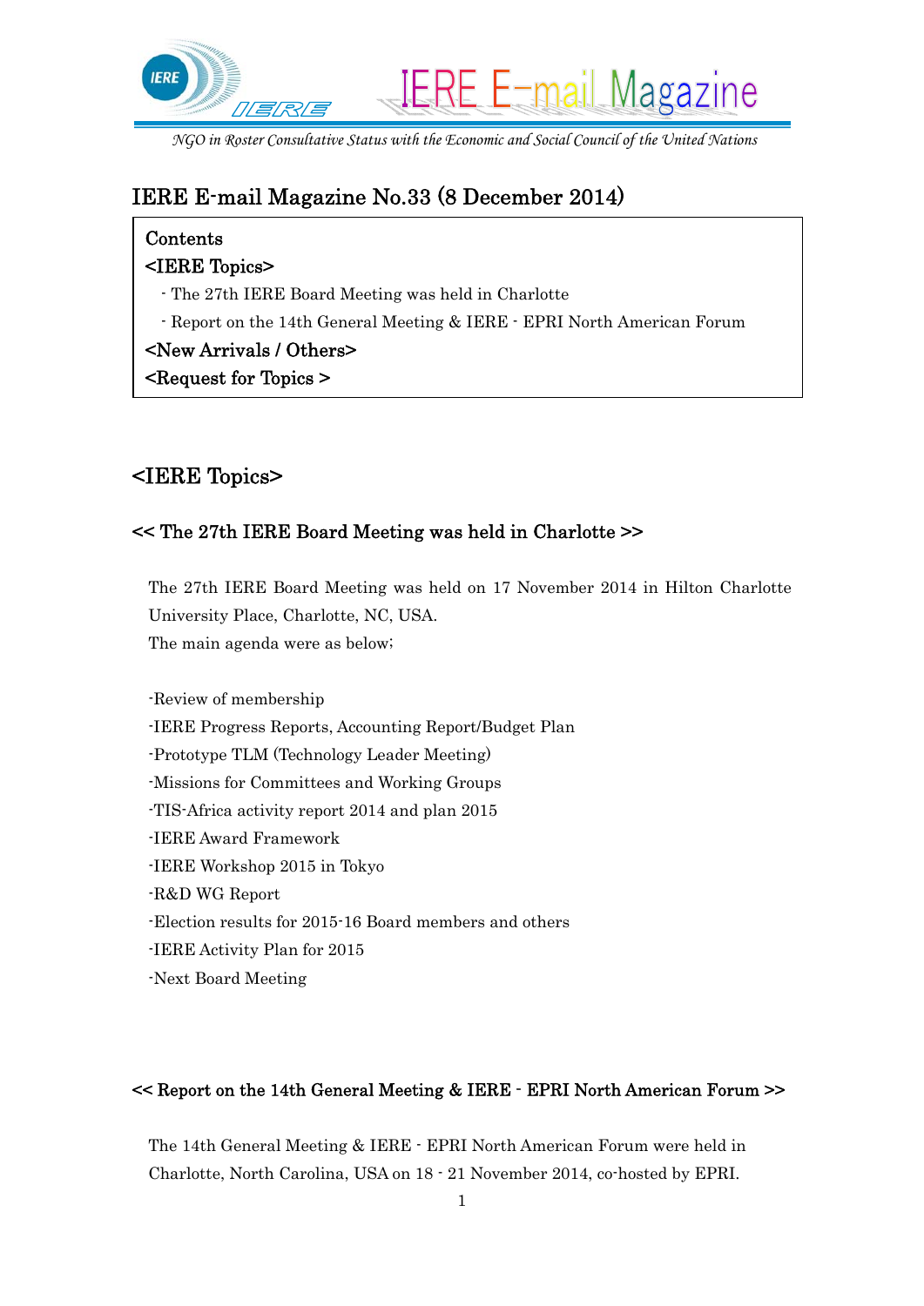IERE E-mail Magazine

*NGO in Roster Consultative Status with the Economic and Social Council of the United Nations*

# IERE E-mail Magazine No.33 (8 December 2014)

**Contents**

**<IERE Topics>**

- The 27th IERE Board Meeting was held in Charlotte
- Report on the 14th General Meeting & IERE - EPRI North American Forum

**<New Arrivals / Others>**

**<Request for Topics >**

## <IERE Topics>

### << The 27th IERE Board Meeting was held in Charlotte >>

The 27th IERE Board Meeting was held on 17 November 2014 in Hilton Charlotte University Place, Charlotte, NC, USA.

The main agenda were as below;

- Review of membership
- IERE Progress Reports, Accounting Report/Budget Plan
- Prototype TLM (Technology Leader Meeting)
- Missions for Committees and Working Groups
- TIS-Africa activity report 2014 and plan 2015
- IERE Award Framework
- IERE Workshop 2015 in Tokyo
- R&D WG Report
- Election results for 2015-16 Board members and others
- IERE Activity Plan for 2015
- Next Board Meeting

### << Report on the 14th General Meeting & IERE - EPRI North American Forum >>

The 14th General Meeting & IERE - EPRI North American Forum were held in Charlotte, North Carolina, USA on 18 - 21 November 2014, co-hosted by EPRI.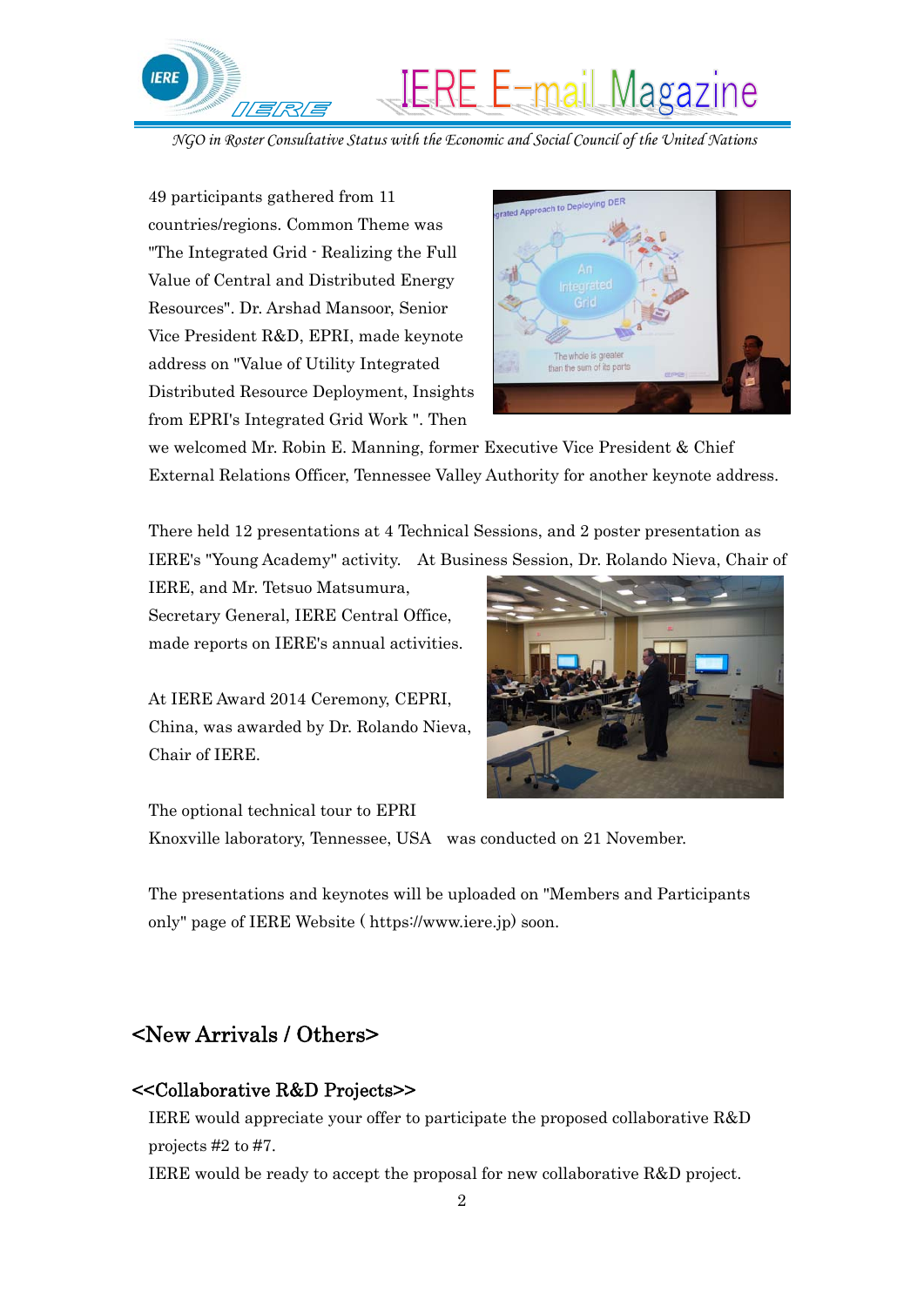49 participants gathered from 11 countries/regions. Common Theme was "The Integrated Grid - Realizing the Full Value of Central and Distributed Energy Resources". Dr. Arshad Mansoor, Senior Vice President R&D, EPRI, made keynote address on "Value of Utility Integrated Distributed Resource Deployment, Insights from EPRI's Integrated Grid Work ". Then we welcomed Mr. Robin E. Manning, former Executive Vice President & Chief External Relations Officer, Tennessee Valley Authority for another keynote address.

There held 12 presentations at 4 Technical Sessions, and 2 poster presentation as IERE's "Young Academy" activity. At Business Session, Dr. Rolando Nieva, Chair of IERE, and Mr. Tetsuo Matsumura, Secretary General, IERE Central Office, made reports on IERE's annual activities.

At IERE Award 2014 Ceremony, CEPRI, China, was awarded by Dr. Rolando Nieva, Chair of IERE.

The optional technical tour to EPRI Knoxville laboratory, Tennessee, USA was conducted on 21 November.

The presentations and keynotes will be uploaded on "Members and Participants only" page of IERE Website ( https://www.iere.jp) soon.

## <New Arrivals / Others>

### <<Collaborative R&D Projects>>

IERE would appreciate your offer to participate the proposed collaborative R&D projects #2 to #7.

IERE would be ready to accept the proposal for new collaborative R&D project.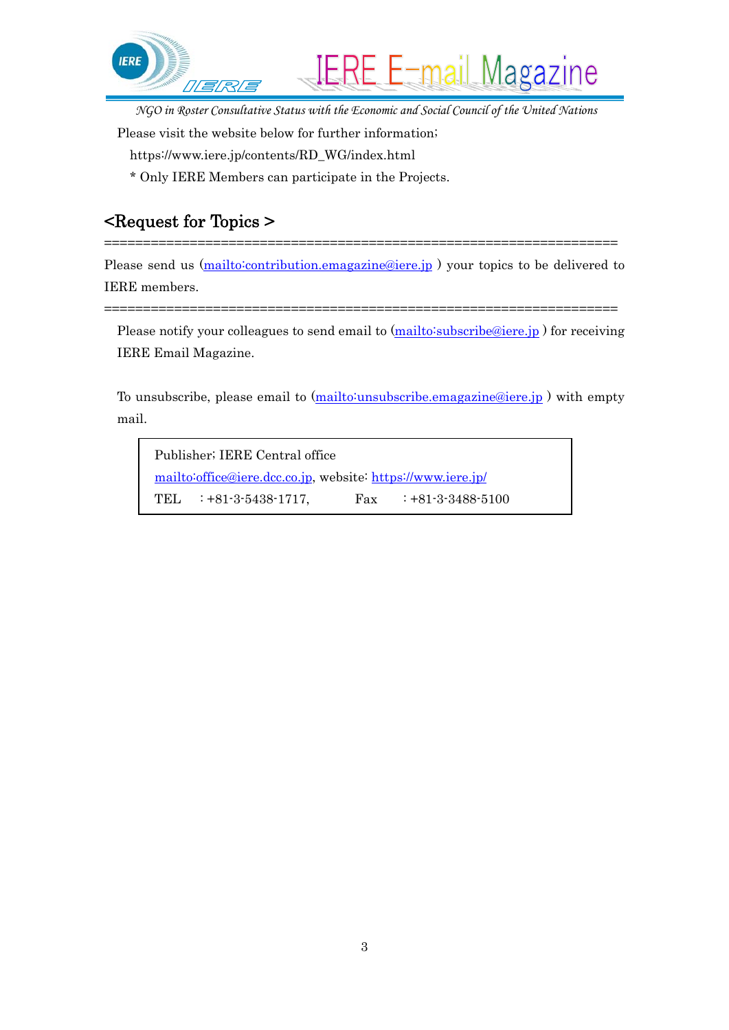Please visit the website below for further information;

https://www.iere.jp/contents/RD_WG/index.html

* Only IERE Members can participate in the Projects.

## <Request for Topics >

===================================================================

Please send us (mailto:contribution.emagazine@iere.jp ) your topics to be delivered to IERE members.

===================================================================

Please notify your colleagues to send email to (mailto:subscribe@iere.jp ) for receiving IERE Email Magazine.

To unsubscribe, please email to (mailto:unsubscribe.emagazine@iere.jp ) with empty mail.

| |
|---|
| Publisher; IERE Central office<br>mailto:office@iere.dcc.co.jp, website: https://www.iere.jp/<br>TEL : +81-3-5438-1717, Fax : +81-3-3488-5100 |